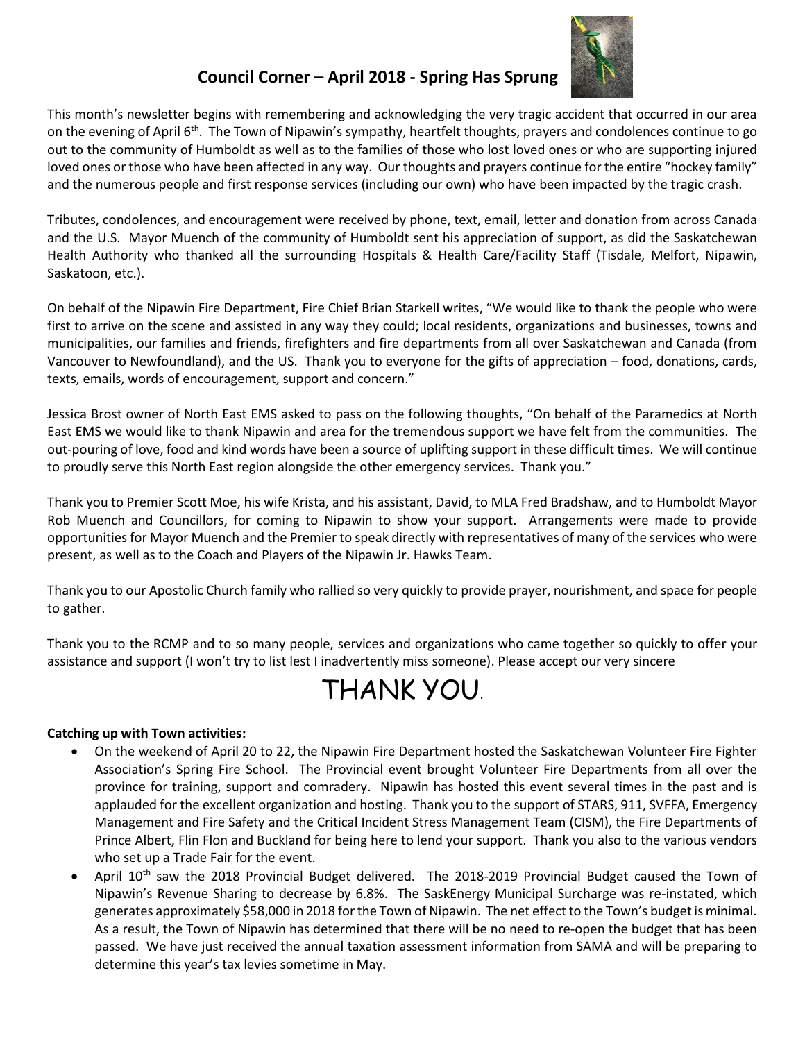## Council Corner – April 2018 - Spring Has Sprung

This month's newsletter begins with remembering and acknowledging the very tragic accident that occurred in our area on the evening of April 6th. The Town of Nipawin's sympathy, heartfelt thoughts, prayers and condolences continue to go out to the community of Humboldt as well as to the families of those who lost loved ones or who are supporting injured loved ones or those who have been affected in any way. Our thoughts and prayers continue for the entire "hockey family" and the numerous people and first response services (including our own) who have been impacted by the tragic crash.

Tributes, condolences, and encouragement were received by phone, text, email, letter and donation from across Canada and the U.S. Mayor Muench of the community of Humboldt sent his appreciation of support, as did the Saskatchewan Health Authority who thanked all the surrounding Hospitals & Health Care/Facility Staff (Tisdale, Melfort, Nipawin, Saskatoon, etc.).

On behalf of the Nipawin Fire Department, Fire Chief Brian Starkell writes, "We would like to thank the people who were first to arrive on the scene and assisted in any way they could; local residents, organizations and businesses, towns and municipalities, our families and friends, firefighters and fire departments from all over Saskatchewan and Canada (from Vancouver to Newfoundland), and the US. Thank you to everyone for the gifts of appreciation – food, donations, cards, texts, emails, words of encouragement, support and concern."

Jessica Brost owner of North East EMS asked to pass on the following thoughts, "On behalf of the Paramedics at North East EMS we would like to thank Nipawin and area for the tremendous support we have felt from the communities. The out-pouring of love, food and kind words have been a source of uplifting support in these difficult times. We will continue to proudly serve this North East region alongside the other emergency services. Thank you."

Thank you to Premier Scott Moe, his wife Krista, and his assistant, David, to MLA Fred Bradshaw, and to Humboldt Mayor Rob Muench and Councillors, for coming to Nipawin to show your support. Arrangements were made to provide opportunities for Mayor Muench and the Premier to speak directly with representatives of many of the services who were present, as well as to the Coach and Players of the Nipawin Jr. Hawks Team.

Thank you to our Apostolic Church family who rallied so very quickly to provide prayer, nourishment, and space for people to gather.

Thank you to the RCMP and to so many people, services and organizations who came together so quickly to offer your assistance and support (I won't try to list lest I inadvertently miss someone). Please accept our very sincere

# THANK YOU.

**Catching up with Town activities:**

- On the weekend of April 20 to 22, the Nipawin Fire Department hosted the Saskatchewan Volunteer Fire Fighter Association's Spring Fire School. The Provincial event brought Volunteer Fire Departments from all over the province for training, support and comradery. Nipawin has hosted this event several times in the past and is applauded for the excellent organization and hosting. Thank you to the support of STARS, 911, SVFFA, Emergency Management and Fire Safety and the Critical Incident Stress Management Team (CISM), the Fire Departments of Prince Albert, Flin Flon and Buckland for being here to lend your support. Thank you also to the various vendors who set up a Trade Fair for the event.
- April 10th saw the 2018 Provincial Budget delivered. The 2018-2019 Provincial Budget caused the Town of Nipawin's Revenue Sharing to decrease by 6.8%. The SaskEnergy Municipal Surcharge was re-instated, which generates approximately $58,000 in 2018 for the Town of Nipawin. The net effect to the Town's budget is minimal. As a result, the Town of Nipawin has determined that there will be no need to re-open the budget that has been passed. We have just received the annual taxation assessment information from SAMA and will be preparing to determine this year's tax levies sometime in May.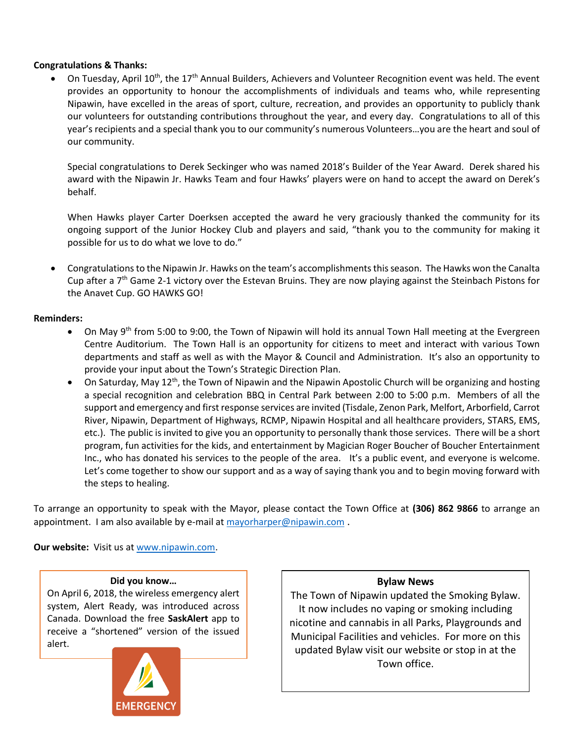**Congratulations & Thanks:**

- On Tuesday, April 10th, the 17th Annual Builders, Achievers and Volunteer Recognition event was held. The event provides an opportunity to honour the accomplishments of individuals and teams who, while representing Nipawin, have excelled in the areas of sport, culture, recreation, and provides an opportunity to publicly thank our volunteers for outstanding contributions throughout the year, and every day. Congratulations to all of this year's recipients and a special thank you to our community's numerous Volunteers…you are the heart and soul of our community.

  Special congratulations to Derek Seckinger who was named 2018's Builder of the Year Award. Derek shared his award with the Nipawin Jr. Hawks Team and four Hawks' players were on hand to accept the award on Derek's behalf.

  When Hawks player Carter Doerksen accepted the award he very graciously thanked the community for its ongoing support of the Junior Hockey Club and players and said, "thank you to the community for making it possible for us to do what we love to do."

- Congratulations to the Nipawin Jr. Hawks on the team's accomplishments this season. The Hawks won the Canalta Cup after a 7th Game 2-1 victory over the Estevan Bruins. They are now playing against the Steinbach Pistons for the Anavet Cup. GO HAWKS GO!

**Reminders:**

- On May 9th from 5:00 to 9:00, the Town of Nipawin will hold its annual Town Hall meeting at the Evergreen Centre Auditorium. The Town Hall is an opportunity for citizens to meet and interact with various Town departments and staff as well as with the Mayor & Council and Administration. It's also an opportunity to provide your input about the Town's Strategic Direction Plan.
- On Saturday, May 12th, the Town of Nipawin and the Nipawin Apostolic Church will be organizing and hosting a special recognition and celebration BBQ in Central Park between 2:00 to 5:00 p.m. Members of all the support and emergency and first response services are invited (Tisdale, Zenon Park, Melfort, Arborfield, Carrot River, Nipawin, Department of Highways, RCMP, Nipawin Hospital and all healthcare providers, STARS, EMS, etc.). The public is invited to give you an opportunity to personally thank those services. There will be a short program, fun activities for the kids, and entertainment by Magician Roger Boucher of Boucher Entertainment Inc., who has donated his services to the people of the area. It's a public event, and everyone is welcome. Let's come together to show our support and as a way of saying thank you and to begin moving forward with the steps to healing.

To arrange an opportunity to speak with the Mayor, please contact the Town Office at **(306) 862 9866** to arrange an appointment. I am also available by e-mail at mayorharper@nipawin.com .

**Our website:** Visit us at www.nipawin.com.

**Did you know…**

On April 6, 2018, the wireless emergency alert system, Alert Ready, was introduced across Canada. Download the free **SaskAlert** app to receive a "shortened" version of the issued alert.

EMERGENCY

**Bylaw News**

The Town of Nipawin updated the Smoking Bylaw. It now includes no vaping or smoking including nicotine and cannabis in all Parks, Playgrounds and Municipal Facilities and vehicles. For more on this updated Bylaw visit our website or stop in at the Town office.